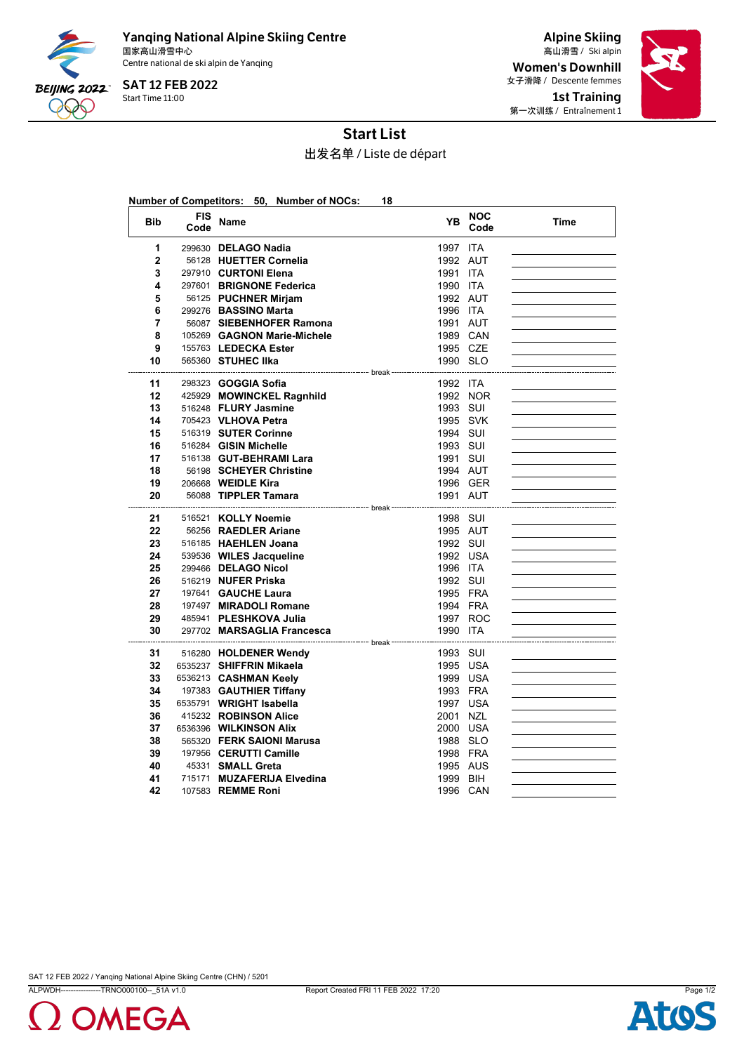**Yanqing National Alpine Skiing Centre**
国家高山滑雪中心
Centre national de ski alpin de Yanqing

**SAT 12 FEB 2022**
Start Time 11:00

**Alpine Skiing**
高山滑雪 / Ski alpin

**Women's Downhill**
女子滑降 / Descente femmes

**1st Training**
第一次训练 / Entraînement 1

# Start List

出发名单 / Liste de départ

**Number of Competitors: 50, Number of NOCs: 18**

| Bib | FIS Code | Name | YB | NOC Code | Time |
|---|---|---|---|---|---|
| 1 | 299630 | **DELAGO Nadia** | 1997 | ITA | |
| 2 | 56128 | **HUETTER Cornelia** | 1992 | AUT | |
| 3 | 297910 | **CURTONI Elena** | 1991 | ITA | |
| 4 | 297601 | **BRIGNONE Federica** | 1990 | ITA | |
| 5 | 56125 | **PUCHNER Mirjam** | 1992 | AUT | |
| 6 | 299276 | **BASSINO Marta** | 1996 | ITA | |
| 7 | 56087 | **SIEBENHOFER Ramona** | 1991 | AUT | |
| 8 | 105269 | **GAGNON Marie-Michele** | 1989 | CAN | |
| 9 | 155763 | **LEDECKA Ester** | 1995 | CZE | |
| 10 | 565360 | **STUHEC Ilka** | 1990 | SLO | |
| | | break | | | |
| 11 | 298323 | **GOGGIA Sofia** | 1992 | ITA | |
| 12 | 425929 | **MOWINCKEL Ragnhild** | 1992 | NOR | |
| 13 | 516248 | **FLURY Jasmine** | 1993 | SUI | |
| 14 | 705423 | **VLHOVA Petra** | 1995 | SVK | |
| 15 | 516319 | **SUTER Corinne** | 1994 | SUI | |
| 16 | 516284 | **GISIN Michelle** | 1993 | SUI | |
| 17 | 516138 | **GUT-BEHRAMI Lara** | 1991 | SUI | |
| 18 | 56198 | **SCHEYER Christine** | 1994 | AUT | |
| 19 | 206668 | **WEIDLE Kira** | 1996 | GER | |
| 20 | 56088 | **TIPPLER Tamara** | 1991 | AUT | |
| | | break | | | |
| 21 | 516521 | **KOLLY Noemie** | 1998 | SUI | |
| 22 | 56256 | **RAEDLER Ariane** | 1995 | AUT | |
| 23 | 516185 | **HAEHLEN Joana** | 1992 | SUI | |
| 24 | 539536 | **WILES Jacqueline** | 1992 | USA | |
| 25 | 299466 | **DELAGO Nicol** | 1996 | ITA | |
| 26 | 516219 | **NUFER Priska** | 1992 | SUI | |
| 27 | 197641 | **GAUCHE Laura** | 1995 | FRA | |
| 28 | 197497 | **MIRADOLI Romane** | 1994 | FRA | |
| 29 | 485941 | **PLESHKOVA Julia** | 1997 | ROC | |
| 30 | 297702 | **MARSAGLIA Francesca** | 1990 | ITA | |
| | | break | | | |
| 31 | 516280 | **HOLDENER Wendy** | 1993 | SUI | |
| 32 | 6535237 | **SHIFFRIN Mikaela** | 1995 | USA | |
| 33 | 6536213 | **CASHMAN Keely** | 1999 | USA | |
| 34 | 197383 | **GAUTHIER Tiffany** | 1993 | FRA | |
| 35 | 6535791 | **WRIGHT Isabella** | 1997 | USA | |
| 36 | 415232 | **ROBINSON Alice** | 2001 | NZL | |
| 37 | 6536396 | **WILKINSON Alix** | 2000 | USA | |
| 38 | 565320 | **FERK SAIONI Marusa** | 1988 | SLO | |
| 39 | 197956 | **CERUTTI Camille** | 1998 | FRA | |
| 40 | 45331 | **SMALL Greta** | 1995 | AUS | |
| 41 | 715171 | **MUZAFERIJA Elvedina** | 1999 | BIH | |
| 42 | 107583 | **REMME Roni** | 1996 | CAN | |

SAT 12 FEB 2022 / Yanqing National Alpine Skiing Centre (CHN) / 5201

ALPWDH----------------TRNO000100--_51A v1.0 Report Created FRI 11 FEB 2022 17:20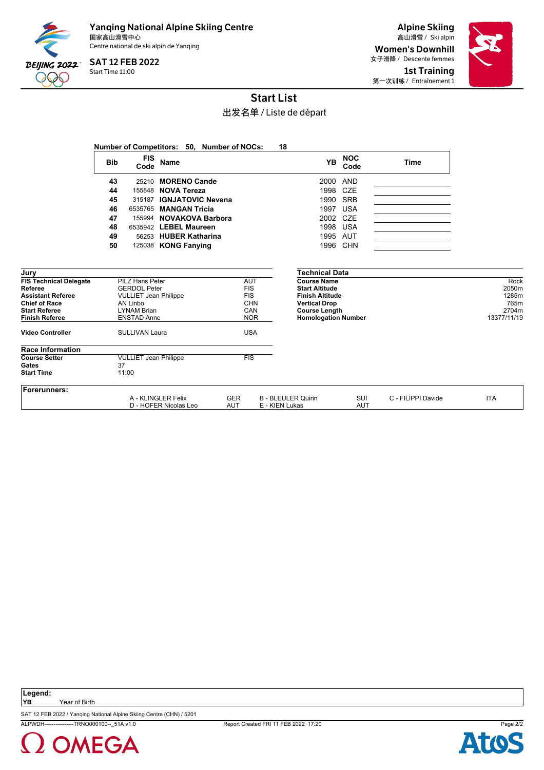Yanqing National Alpine Skiing Centre
国家高山滑雪中心
Centre national de ski alpin de Yanqing

SAT 12 FEB 2022
Start Time 11:00

Alpine Skiing
高山滑雪 / Ski alpin
Women's Downhill
女子滑降 / Descente femmes
1st Training
第一次训练 / Entraînement 1

# Start List
出发名单 / Liste de départ

Number of Competitors: 50, Number of NOCs: 18

| Bib | FIS Code | Name | YB | NOC Code | Time |
|---|---|---|---|---|---|
| 43 | 25210 | **MORENO Cande** | 2000 | AND | |
| 44 | 155848 | **NOVA Tereza** | 1998 | CZE | |
| 45 | 315187 | **IGNJATOVIC Nevena** | 1990 | SRB | |
| 46 | 6535765 | **MANGAN Tricia** | 1997 | USA | |
| 47 | 155994 | **NOVAKOVA Barbora** | 2002 | CZE | |
| 48 | 6535942 | **LEBEL Maureen** | 1998 | USA | |
| 49 | 56253 | **HUBER Katharina** | 1995 | AUT | |
| 50 | 125038 | **KONG Fanying** | 1996 | CHN | |

**Jury**

| | | |
|---|---|---|
| **FIS Technical Delegate** | PILZ Hans Peter | AUT |
| **Referee** | GERDOL Peter | FIS |
| **Assistant Referee** | VULLIET Jean Philippe | FIS |
| **Chief of Race** | AN Linbo | CHN |
| **Start Referee** | LYNAM Brian | CAN |
| **Finish Referee** | ENSTAD Anne | NOR |
| **Video Controller** | SULLIVAN Laura | USA |

**Technical Data**

| | |
|---|---|
| **Course Name** | Rock |
| **Start Altitude** | 2050m |
| **Finish Altitude** | 1285m |
| **Vertical Drop** | 765m |
| **Course Length** | 2704m |
| **Homologation Number** | 13377/11/19 |

**Race Information**

| | | |
|---|---|---|
| **Course Setter** | VULLIET Jean Philippe | FIS |
| **Gates** | 37 | |
| **Start Time** | 11:00 | |

**Forerunners:**

| | | | | | |
|---|---|---|---|---|---|
| A - KLINGLER Felix | GER | B - BLEULER Quirin | SUI | C - FILIPPI Davide | ITA |
| D - HOFER Nicolas Leo | AUT | E - KIEN Lukas | AUT | | |

**Legend:**
**YB** Year of Birth

SAT 12 FEB 2022 / Yanqing National Alpine Skiing Centre (CHN) / 5201
ALPWDH----------------TRNO000100--_51A v1.0    Report Created FRI 11 FEB 2022 17:20